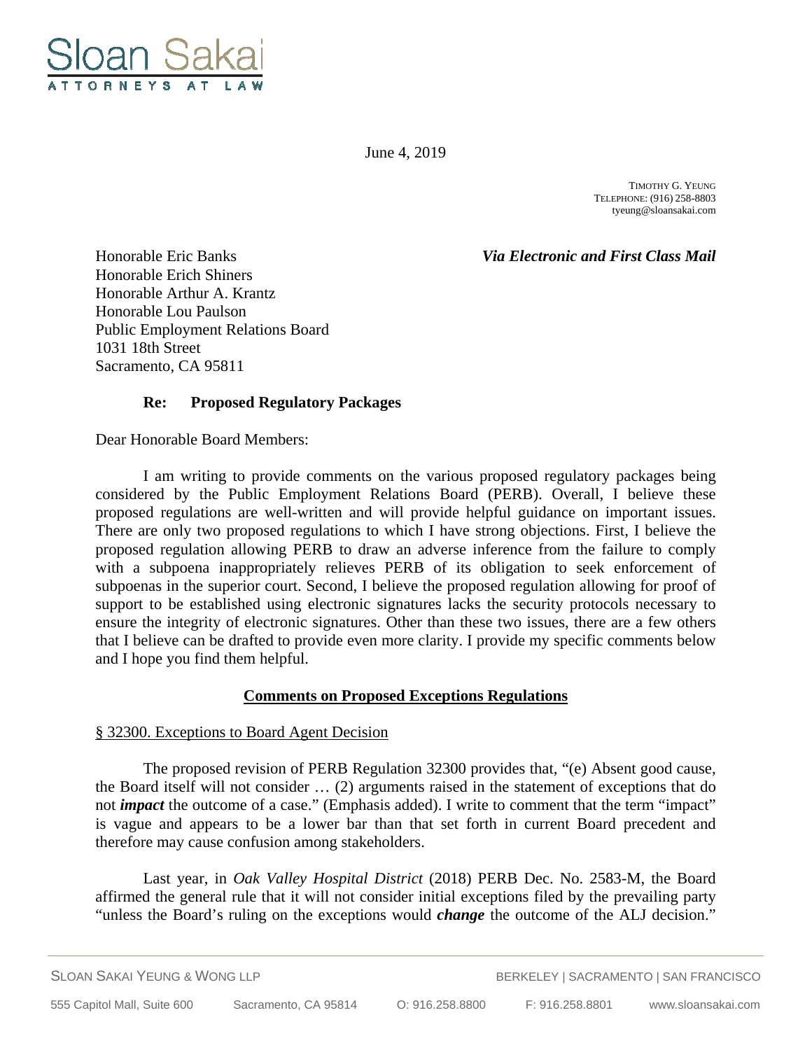Sloan Sakai
ATTORNEYS AT LAW

June 4, 2019

TIMOTHY G. YEUNG
TELEPHONE: (916) 258-8803
tyeung@sloansakai.com

Honorable Eric Banks
Honorable Erich Shiners
Honorable Arthur A. Krantz
Honorable Lou Paulson
Public Employment Relations Board
1031 18th Street
Sacramento, CA 95811

***Via Electronic and First Class Mail***

**Re: Proposed Regulatory Packages**

Dear Honorable Board Members:

I am writing to provide comments on the various proposed regulatory packages being considered by the Public Employment Relations Board (PERB). Overall, I believe these proposed regulations are well-written and will provide helpful guidance on important issues. There are only two proposed regulations to which I have strong objections. First, I believe the proposed regulation allowing PERB to draw an adverse inference from the failure to comply with a subpoena inappropriately relieves PERB of its obligation to seek enforcement of subpoenas in the superior court. Second, I believe the proposed regulation allowing for proof of support to be established using electronic signatures lacks the security protocols necessary to ensure the integrity of electronic signatures. Other than these two issues, there are a few others that I believe can be drafted to provide even more clarity. I provide my specific comments below and I hope you find them helpful.

**Comments on Proposed Exceptions Regulations**

§ 32300. Exceptions to Board Agent Decision

The proposed revision of PERB Regulation 32300 provides that, "(e) Absent good cause, the Board itself will not consider … (2) arguments raised in the statement of exceptions that do not ***impact*** the outcome of a case." (Emphasis added). I write to comment that the term "impact" is vague and appears to be a lower bar than that set forth in current Board precedent and therefore may cause confusion among stakeholders.

Last year, in *Oak Valley Hospital District* (2018) PERB Dec. No. 2583-M, the Board affirmed the general rule that it will not consider initial exceptions filed by the prevailing party "unless the Board's ruling on the exceptions would ***change*** the outcome of the ALJ decision."

SLOAN SAKAI YEUNG & WONG LLP — BERKELEY | SACRAMENTO | SAN FRANCISCO
555 Capitol Mall, Suite 600 — Sacramento, CA 95814 — O: 916.258.8800 — F: 916.258.8801 — www.sloansakai.com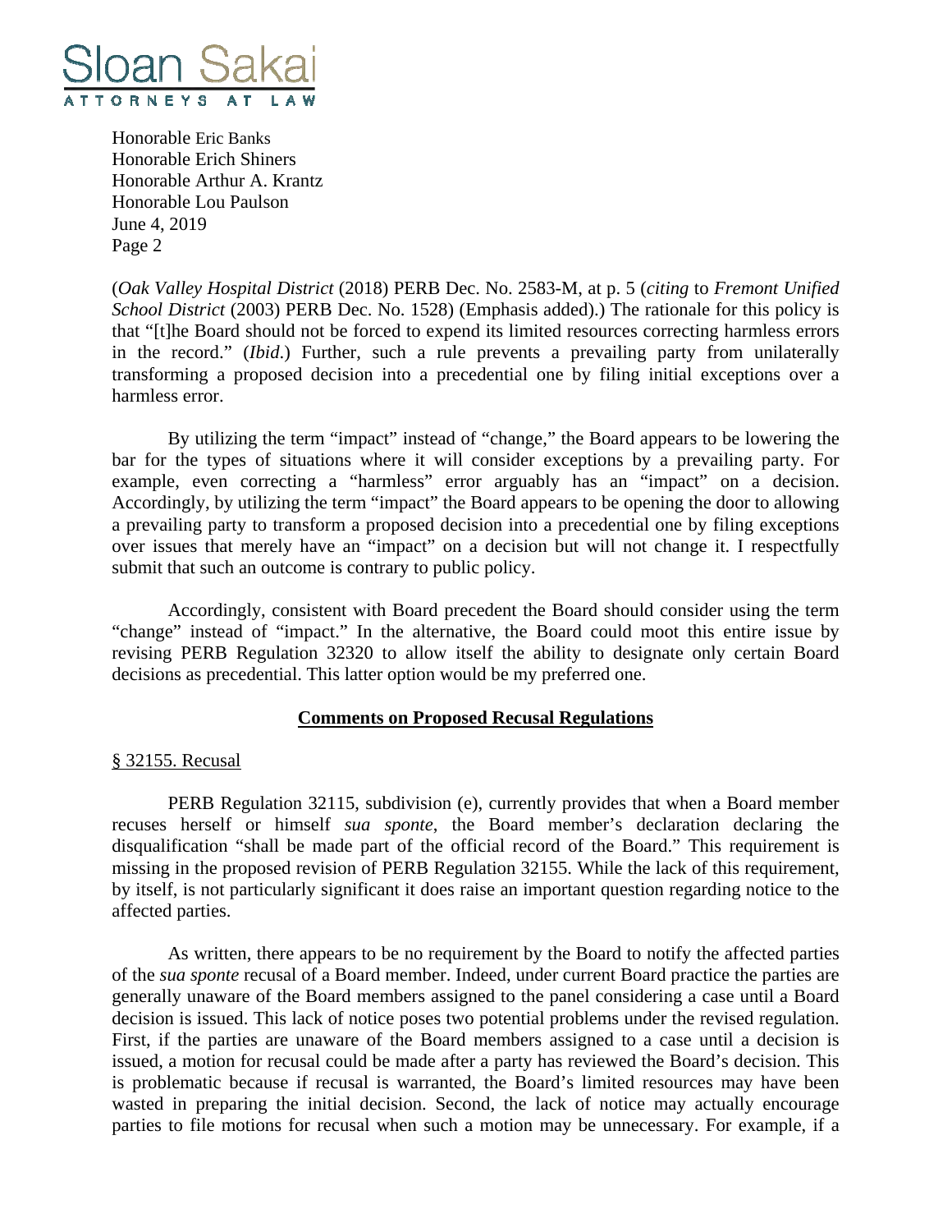(*Oak Valley Hospital District* (2018) PERB Dec. No. 2583-M, at p. 5 (*citing* to *Fremont Unified School District* (2003) PERB Dec. No. 1528) (Emphasis added).) The rationale for this policy is that "[t]he Board should not be forced to expend its limited resources correcting harmless errors in the record." (*Ibid*.) Further, such a rule prevents a prevailing party from unilaterally transforming a proposed decision into a precedential one by filing initial exceptions over a harmless error.

By utilizing the term "impact" instead of "change," the Board appears to be lowering the bar for the types of situations where it will consider exceptions by a prevailing party. For example, even correcting a "harmless" error arguably has an "impact" on a decision. Accordingly, by utilizing the term "impact" the Board appears to be opening the door to allowing a prevailing party to transform a proposed decision into a precedential one by filing exceptions over issues that merely have an "impact" on a decision but will not change it. I respectfully submit that such an outcome is contrary to public policy.

Accordingly, consistent with Board precedent the Board should consider using the term "change" instead of "impact." In the alternative, the Board could moot this entire issue by revising PERB Regulation 32320 to allow itself the ability to designate only certain Board decisions as precedential. This latter option would be my preferred one.

## Comments on Proposed Recusal Regulations

### § 32155. Recusal

PERB Regulation 32115, subdivision (e), currently provides that when a Board member recuses herself or himself *sua sponte*, the Board member's declaration declaring the disqualification "shall be made part of the official record of the Board." This requirement is missing in the proposed revision of PERB Regulation 32155. While the lack of this requirement, by itself, is not particularly significant it does raise an important question regarding notice to the affected parties.

As written, there appears to be no requirement by the Board to notify the affected parties of the *sua sponte* recusal of a Board member. Indeed, under current Board practice the parties are generally unaware of the Board members assigned to the panel considering a case until a Board decision is issued. This lack of notice poses two potential problems under the revised regulation. First, if the parties are unaware of the Board members assigned to a case until a decision is issued, a motion for recusal could be made after a party has reviewed the Board's decision. This is problematic because if recusal is warranted, the Board's limited resources may have been wasted in preparing the initial decision. Second, the lack of notice may actually encourage parties to file motions for recusal when such a motion may be unnecessary. For example, if a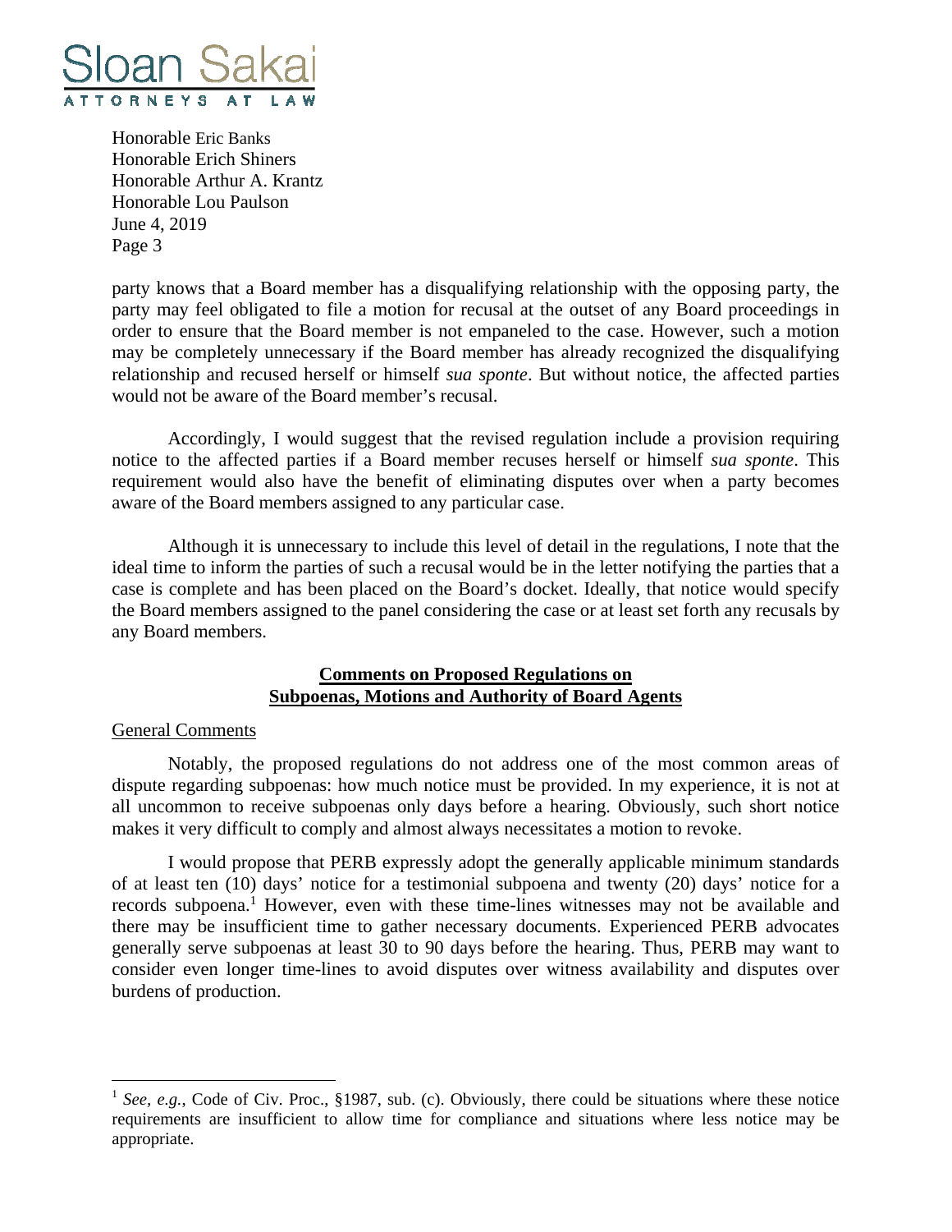party knows that a Board member has a disqualifying relationship with the opposing party, the party may feel obligated to file a motion for recusal at the outset of any Board proceedings in order to ensure that the Board member is not empaneled to the case. However, such a motion may be completely unnecessary if the Board member has already recognized the disqualifying relationship and recused herself or himself *sua sponte*. But without notice, the affected parties would not be aware of the Board member's recusal.

Accordingly, I would suggest that the revised regulation include a provision requiring notice to the affected parties if a Board member recuses herself or himself *sua sponte*. This requirement would also have the benefit of eliminating disputes over when a party becomes aware of the Board members assigned to any particular case.

Although it is unnecessary to include this level of detail in the regulations, I note that the ideal time to inform the parties of such a recusal would be in the letter notifying the parties that a case is complete and has been placed on the Board's docket. Ideally, that notice would specify the Board members assigned to the panel considering the case or at least set forth any recusals by any Board members.

## Comments on Proposed Regulations on Subpoenas, Motions and Authority of Board Agents

### General Comments

Notably, the proposed regulations do not address one of the most common areas of dispute regarding subpoenas: how much notice must be provided. In my experience, it is not at all uncommon to receive subpoenas only days before a hearing. Obviously, such short notice makes it very difficult to comply and almost always necessitates a motion to revoke.

I would propose that PERB expressly adopt the generally applicable minimum standards of at least ten (10) days' notice for a testimonial subpoena and twenty (20) days' notice for a records subpoena.[1] However, even with these time-lines witnesses may not be available and there may be insufficient time to gather necessary documents. Experienced PERB advocates generally serve subpoenas at least 30 to 90 days before the hearing. Thus, PERB may want to consider even longer time-lines to avoid disputes over witness availability and disputes over burdens of production.

---

[1] *See, e.g.*, Code of Civ. Proc., §1987, sub. (c). Obviously, there could be situations where these notice requirements are insufficient to allow time for compliance and situations where less notice may be appropriate.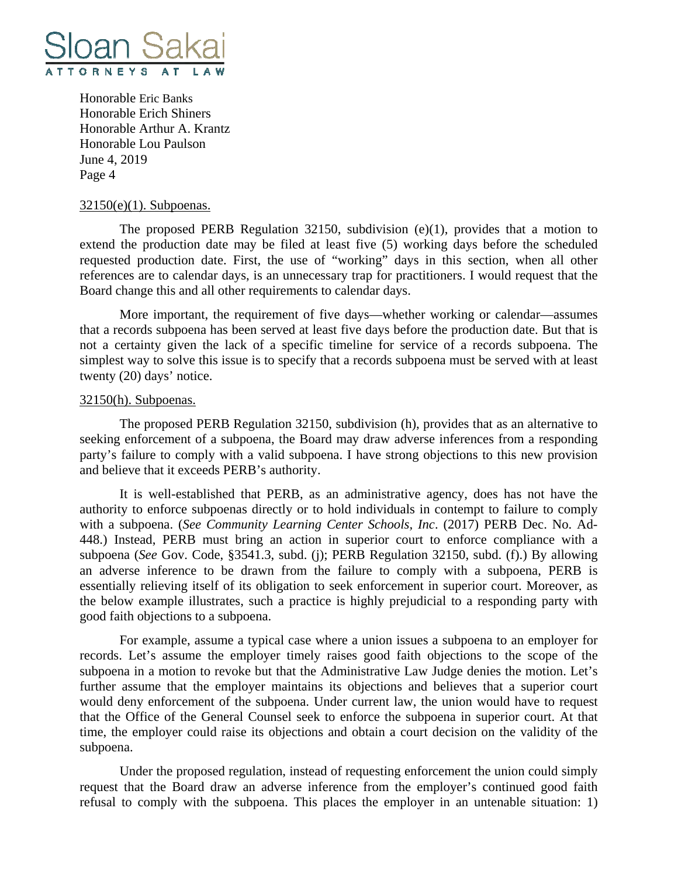32150(e)(1). Subpoenas.

The proposed PERB Regulation 32150, subdivision (e)(1), provides that a motion to extend the production date may be filed at least five (5) working days before the scheduled requested production date. First, the use of "working" days in this section, when all other references are to calendar days, is an unnecessary trap for practitioners. I would request that the Board change this and all other requirements to calendar days.

More important, the requirement of five days—whether working or calendar—assumes that a records subpoena has been served at least five days before the production date. But that is not a certainty given the lack of a specific timeline for service of a records subpoena. The simplest way to solve this issue is to specify that a records subpoena must be served with at least twenty (20) days' notice.

32150(h). Subpoenas.

The proposed PERB Regulation 32150, subdivision (h), provides that as an alternative to seeking enforcement of a subpoena, the Board may draw adverse inferences from a responding party's failure to comply with a valid subpoena. I have strong objections to this new provision and believe that it exceeds PERB's authority.

It is well-established that PERB, as an administrative agency, does has not have the authority to enforce subpoenas directly or to hold individuals in contempt to failure to comply with a subpoena. (*See Community Learning Center Schools, Inc*. (2017) PERB Dec. No. Ad-448.) Instead, PERB must bring an action in superior court to enforce compliance with a subpoena (*See* Gov. Code, §3541.3, subd. (j); PERB Regulation 32150, subd. (f).) By allowing an adverse inference to be drawn from the failure to comply with a subpoena, PERB is essentially relieving itself of its obligation to seek enforcement in superior court. Moreover, as the below example illustrates, such a practice is highly prejudicial to a responding party with good faith objections to a subpoena.

For example, assume a typical case where a union issues a subpoena to an employer for records. Let's assume the employer timely raises good faith objections to the scope of the subpoena in a motion to revoke but that the Administrative Law Judge denies the motion. Let's further assume that the employer maintains its objections and believes that a superior court would deny enforcement of the subpoena. Under current law, the union would have to request that the Office of the General Counsel seek to enforce the subpoena in superior court. At that time, the employer could raise its objections and obtain a court decision on the validity of the subpoena.

Under the proposed regulation, instead of requesting enforcement the union could simply request that the Board draw an adverse inference from the employer's continued good faith refusal to comply with the subpoena. This places the employer in an untenable situation: 1)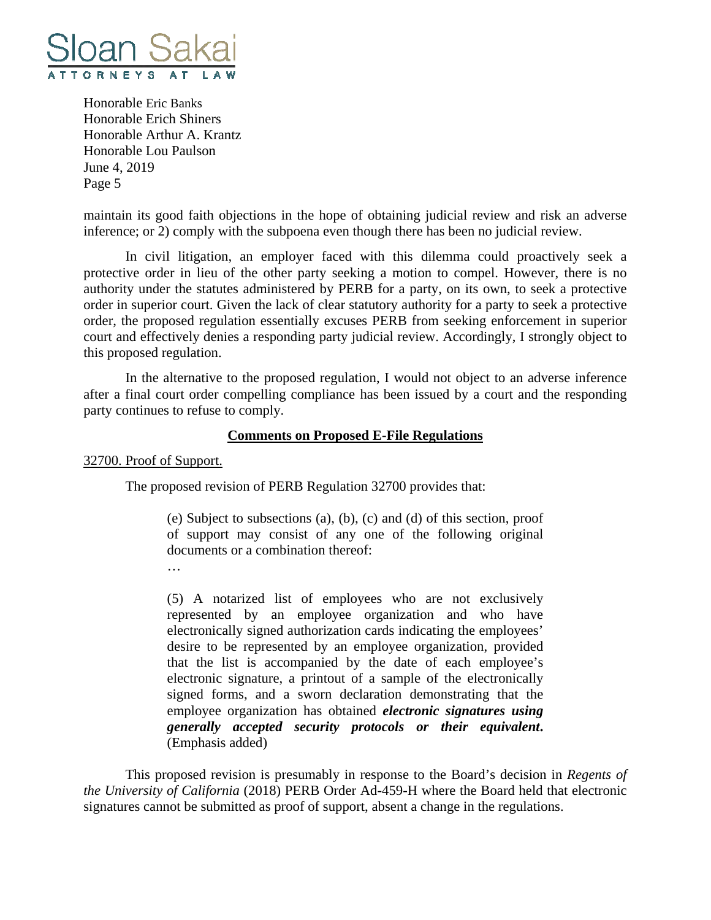maintain its good faith objections in the hope of obtaining judicial review and risk an adverse inference; or 2) comply with the subpoena even though there has been no judicial review.

In civil litigation, an employer faced with this dilemma could proactively seek a protective order in lieu of the other party seeking a motion to compel. However, there is no authority under the statutes administered by PERB for a party, on its own, to seek a protective order in superior court. Given the lack of clear statutory authority for a party to seek a protective order, the proposed regulation essentially excuses PERB from seeking enforcement in superior court and effectively denies a responding party judicial review. Accordingly, I strongly object to this proposed regulation.

In the alternative to the proposed regulation, I would not object to an adverse inference after a final court order compelling compliance has been issued by a court and the responding party continues to refuse to comply.

**Comments on Proposed E-File Regulations**

32700. Proof of Support.

The proposed revision of PERB Regulation 32700 provides that:

> (e) Subject to subsections (a), (b), (c) and (d) of this section, proof of support may consist of any one of the following original documents or a combination thereof:
>
> …
>
> (5) A notarized list of employees who are not exclusively represented by an employee organization and who have electronically signed authorization cards indicating the employees' desire to be represented by an employee organization, provided that the list is accompanied by the date of each employee's electronic signature, a printout of a sample of the electronically signed forms, and a sworn declaration demonstrating that the employee organization has obtained ***electronic signatures using generally accepted security protocols or their equivalent*.** (Emphasis added)

This proposed revision is presumably in response to the Board's decision in *Regents of the University of California* (2018) PERB Order Ad-459-H where the Board held that electronic signatures cannot be submitted as proof of support, absent a change in the regulations.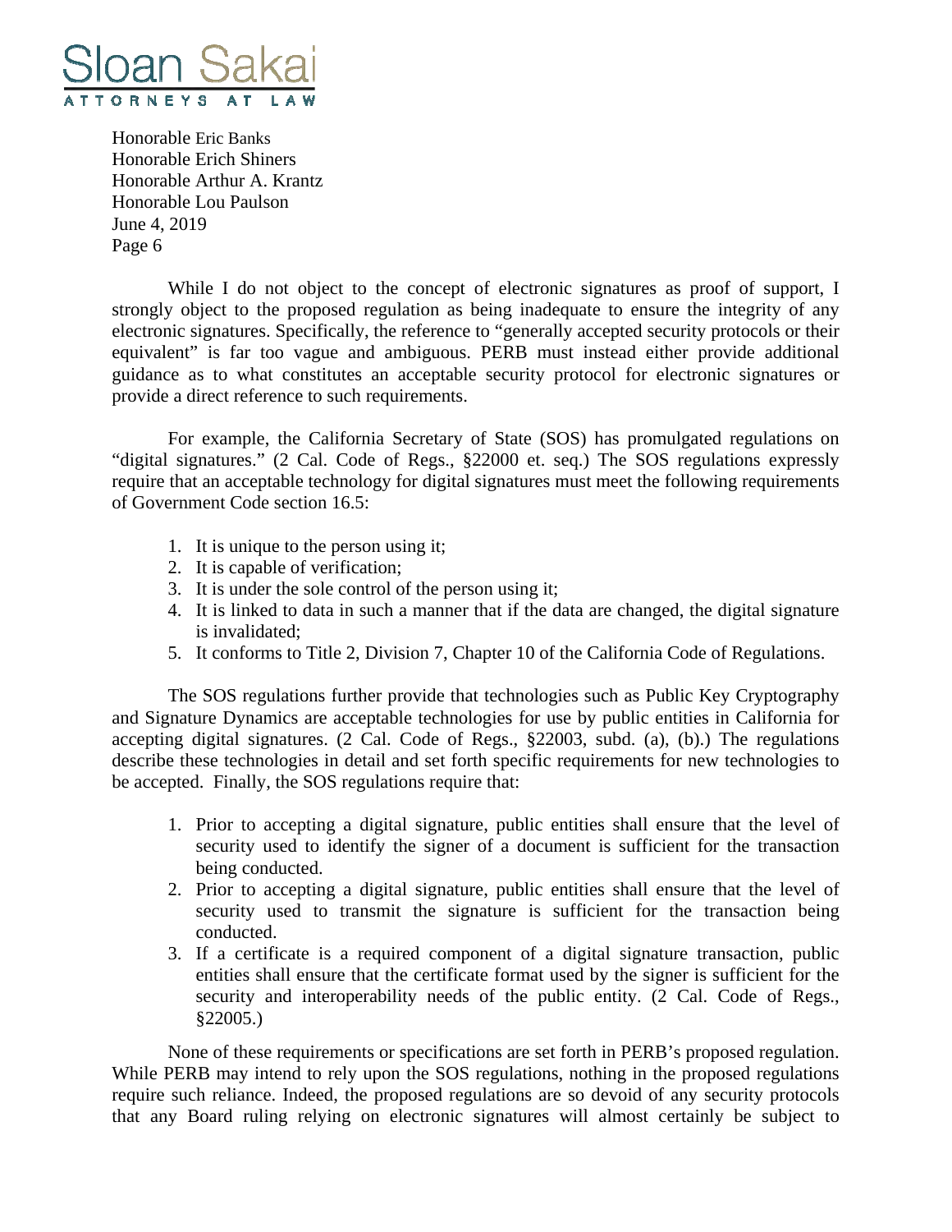While I do not object to the concept of electronic signatures as proof of support, I strongly object to the proposed regulation as being inadequate to ensure the integrity of any electronic signatures. Specifically, the reference to "generally accepted security protocols or their equivalent" is far too vague and ambiguous. PERB must instead either provide additional guidance as to what constitutes an acceptable security protocol for electronic signatures or provide a direct reference to such requirements.

For example, the California Secretary of State (SOS) has promulgated regulations on "digital signatures." (2 Cal. Code of Regs., §22000 et. seq.) The SOS regulations expressly require that an acceptable technology for digital signatures must meet the following requirements of Government Code section 16.5:

1. It is unique to the person using it;
2. It is capable of verification;
3. It is under the sole control of the person using it;
4. It is linked to data in such a manner that if the data are changed, the digital signature is invalidated;
5. It conforms to Title 2, Division 7, Chapter 10 of the California Code of Regulations.

The SOS regulations further provide that technologies such as Public Key Cryptography and Signature Dynamics are acceptable technologies for use by public entities in California for accepting digital signatures. (2 Cal. Code of Regs., §22003, subd. (a), (b).) The regulations describe these technologies in detail and set forth specific requirements for new technologies to be accepted. Finally, the SOS regulations require that:

1. Prior to accepting a digital signature, public entities shall ensure that the level of security used to identify the signer of a document is sufficient for the transaction being conducted.
2. Prior to accepting a digital signature, public entities shall ensure that the level of security used to transmit the signature is sufficient for the transaction being conducted.
3. If a certificate is a required component of a digital signature transaction, public entities shall ensure that the certificate format used by the signer is sufficient for the security and interoperability needs of the public entity. (2 Cal. Code of Regs., §22005.)

None of these requirements or specifications are set forth in PERB's proposed regulation. While PERB may intend to rely upon the SOS regulations, nothing in the proposed regulations require such reliance. Indeed, the proposed regulations are so devoid of any security protocols that any Board ruling relying on electronic signatures will almost certainly be subject to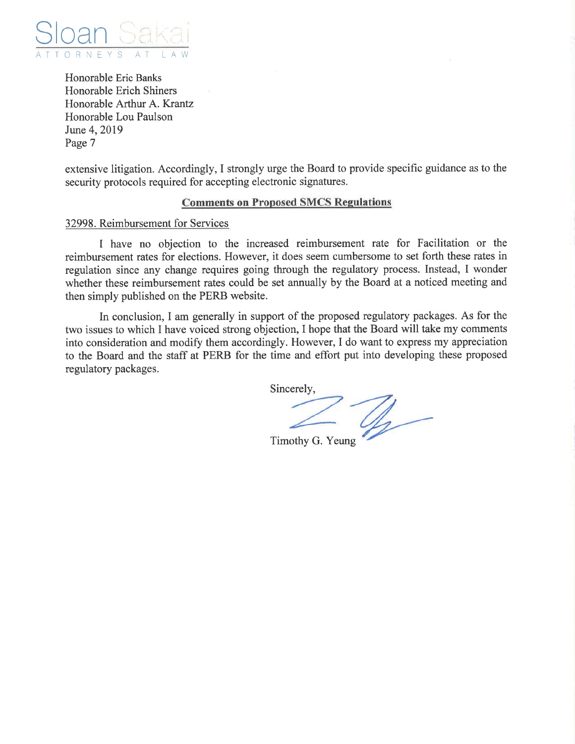extensive litigation. Accordingly, I strongly urge the Board to provide specific guidance as to the security protocols required for accepting electronic signatures.

## Comments on Proposed SMCS Regulations

32998. Reimbursement for Services

I have no objection to the increased reimbursement rate for Facilitation or the reimbursement rates for elections. However, it does seem cumbersome to set forth these rates in regulation since any change requires going through the regulatory process. Instead, I wonder whether these reimbursement rates could be set annually by the Board at a noticed meeting and then simply published on the PERB website.

In conclusion, I am generally in support of the proposed regulatory packages. As for the two issues to which I have voiced strong objection, I hope that the Board will take my comments into consideration and modify them accordingly. However, I do want to express my appreciation to the Board and the staff at PERB for the time and effort put into developing these proposed regulatory packages.

Sincerely,

Timothy G. Yeung